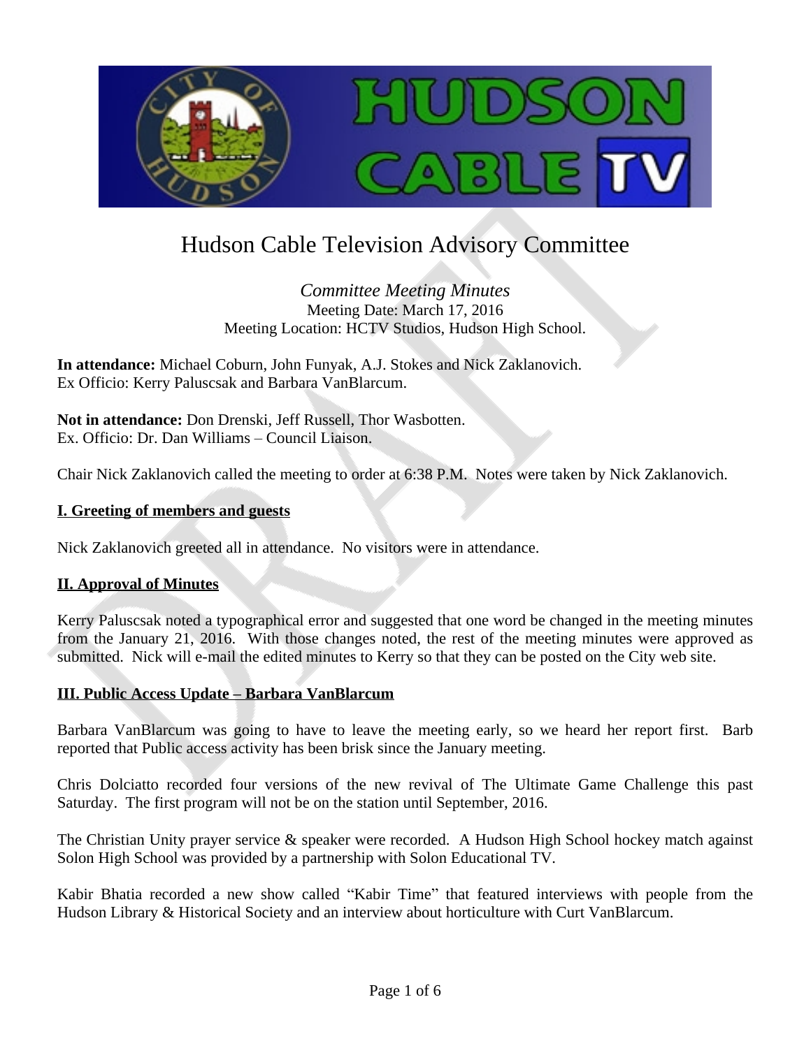# Hudson Cable Television Advisory Committee

*Committee Meeting Minutes*
Meeting Date: March 17, 2016
Meeting Location: HCTV Studios, Hudson High School.

**In attendance:** Michael Coburn, John Funyak, A.J. Stokes and Nick Zaklanovich.
Ex Officio: Kerry Paluscsak and Barbara VanBlarcum.

**Not in attendance:** Don Drenski, Jeff Russell, Thor Wasbotten.
Ex. Officio: Dr. Dan Williams – Council Liaison.

Chair Nick Zaklanovich called the meeting to order at 6:38 P.M. Notes were taken by Nick Zaklanovich.

## I. Greeting of members and guests

Nick Zaklanovich greeted all in attendance. No visitors were in attendance.

## II. Approval of Minutes

Kerry Paluscsak noted a typographical error and suggested that one word be changed in the meeting minutes from the January 21, 2016. With those changes noted, the rest of the meeting minutes were approved as submitted. Nick will e-mail the edited minutes to Kerry so that they can be posted on the City web site.

## III. Public Access Update – Barbara VanBlarcum

Barbara VanBlarcum was going to have to leave the meeting early, so we heard her report first. Barb reported that Public access activity has been brisk since the January meeting.

Chris Dolciatto recorded four versions of the new revival of The Ultimate Game Challenge this past Saturday. The first program will not be on the station until September, 2016.

The Christian Unity prayer service & speaker were recorded. A Hudson High School hockey match against Solon High School was provided by a partnership with Solon Educational TV.

Kabir Bhatia recorded a new show called "Kabir Time" that featured interviews with people from the Hudson Library & Historical Society and an interview about horticulture with Curt VanBlarcum.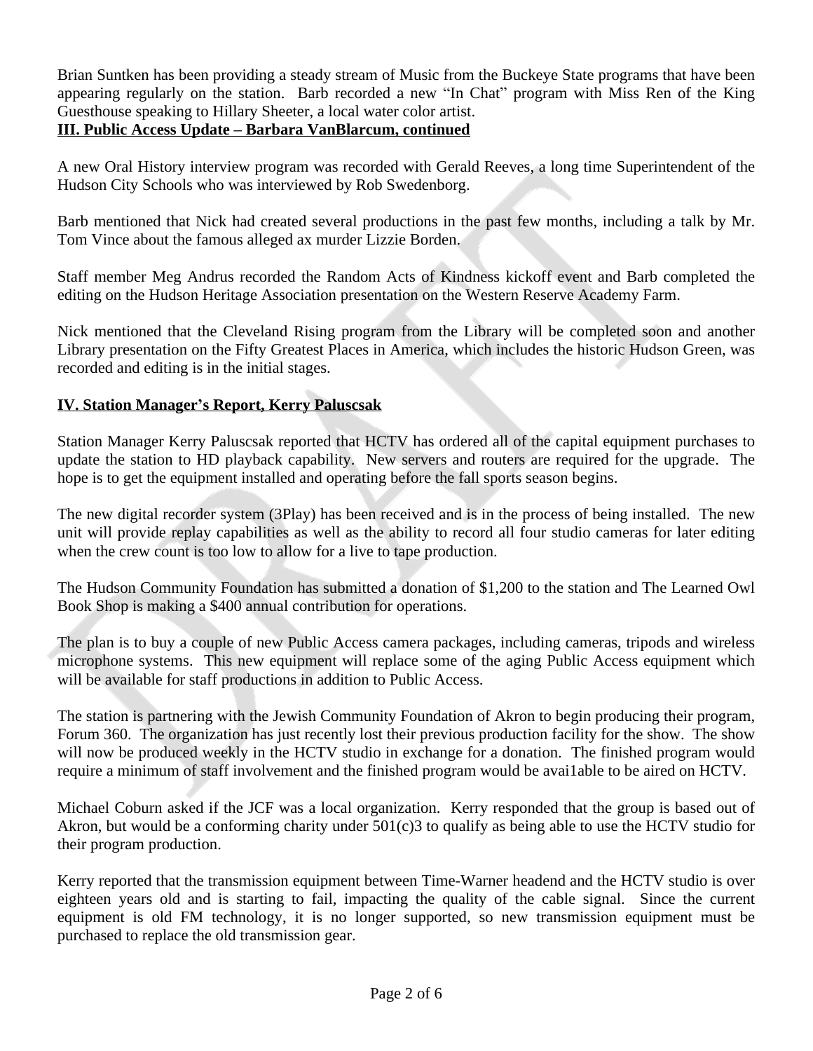Brian Suntken has been providing a steady stream of Music from the Buckeye State programs that have been appearing regularly on the station. Barb recorded a new "In Chat" program with Miss Ren of the King Guesthouse speaking to Hillary Sheeter, a local water color artist.

## III. Public Access Update – Barbara VanBlarcum, continued

A new Oral History interview program was recorded with Gerald Reeves, a long time Superintendent of the Hudson City Schools who was interviewed by Rob Swedenborg.

Barb mentioned that Nick had created several productions in the past few months, including a talk by Mr. Tom Vince about the famous alleged ax murder Lizzie Borden.

Staff member Meg Andrus recorded the Random Acts of Kindness kickoff event and Barb completed the editing on the Hudson Heritage Association presentation on the Western Reserve Academy Farm.

Nick mentioned that the Cleveland Rising program from the Library will be completed soon and another Library presentation on the Fifty Greatest Places in America, which includes the historic Hudson Green, was recorded and editing is in the initial stages.

## IV. Station Manager's Report, Kerry Paluscsak

Station Manager Kerry Paluscsak reported that HCTV has ordered all of the capital equipment purchases to update the station to HD playback capability. New servers and routers are required for the upgrade. The hope is to get the equipment installed and operating before the fall sports season begins.

The new digital recorder system (3Play) has been received and is in the process of being installed. The new unit will provide replay capabilities as well as the ability to record all four studio cameras for later editing when the crew count is too low to allow for a live to tape production.

The Hudson Community Foundation has submitted a donation of $1,200 to the station and The Learned Owl Book Shop is making a $400 annual contribution for operations.

The plan is to buy a couple of new Public Access camera packages, including cameras, tripods and wireless microphone systems. This new equipment will replace some of the aging Public Access equipment which will be available for staff productions in addition to Public Access.

The station is partnering with the Jewish Community Foundation of Akron to begin producing their program, Forum 360. The organization has just recently lost their previous production facility for the show. The show will now be produced weekly in the HCTV studio in exchange for a donation. The finished program would require a minimum of staff involvement and the finished program would be avai1able to be aired on HCTV.

Michael Coburn asked if the JCF was a local organization. Kerry responded that the group is based out of Akron, but would be a conforming charity under 501(c)3 to qualify as being able to use the HCTV studio for their program production.

Kerry reported that the transmission equipment between Time-Warner headend and the HCTV studio is over eighteen years old and is starting to fail, impacting the quality of the cable signal. Since the current equipment is old FM technology, it is no longer supported, so new transmission equipment must be purchased to replace the old transmission gear.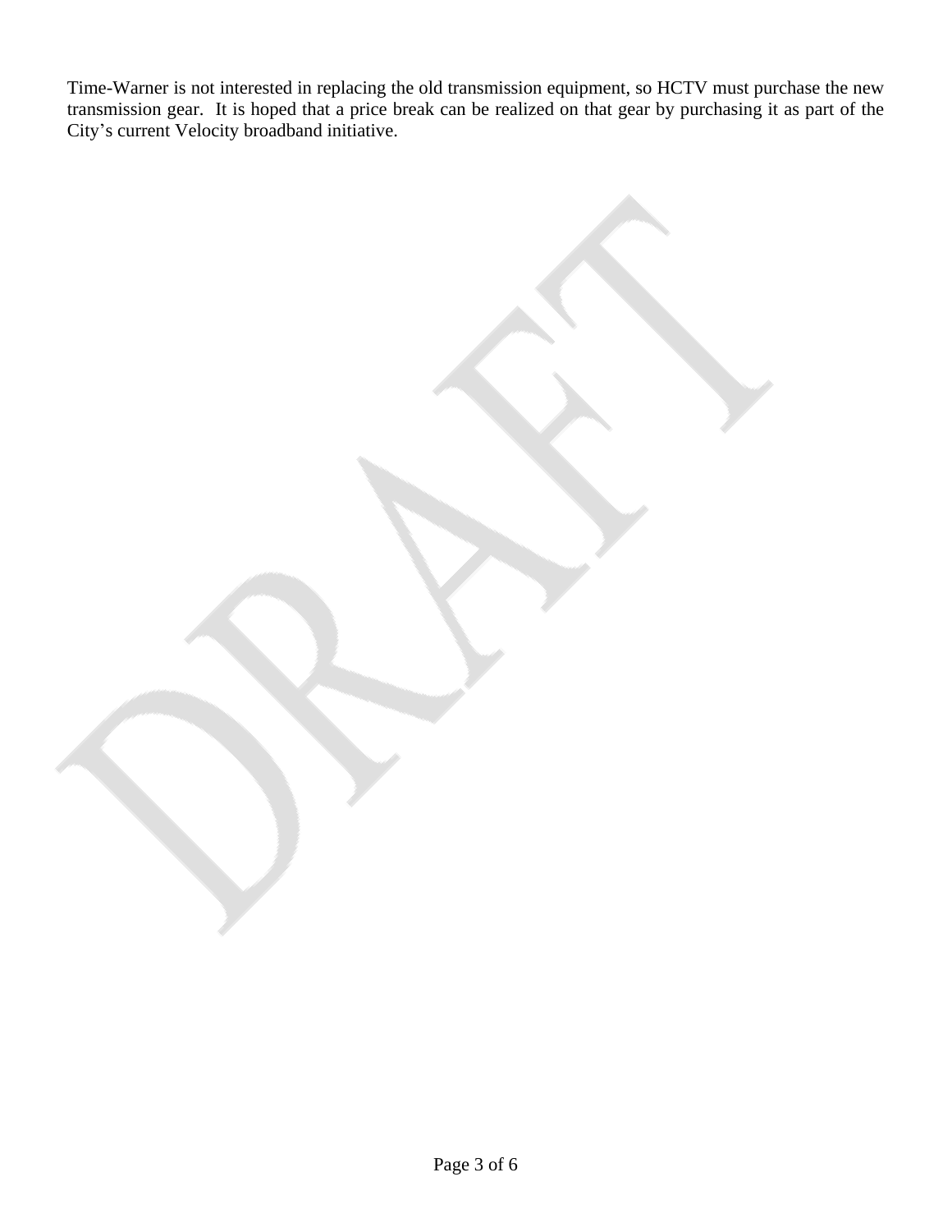Time-Warner is not interested in replacing the old transmission equipment, so HCTV must purchase the new transmission gear. It is hoped that a price break can be realized on that gear by purchasing it as part of the City's current Velocity broadband initiative.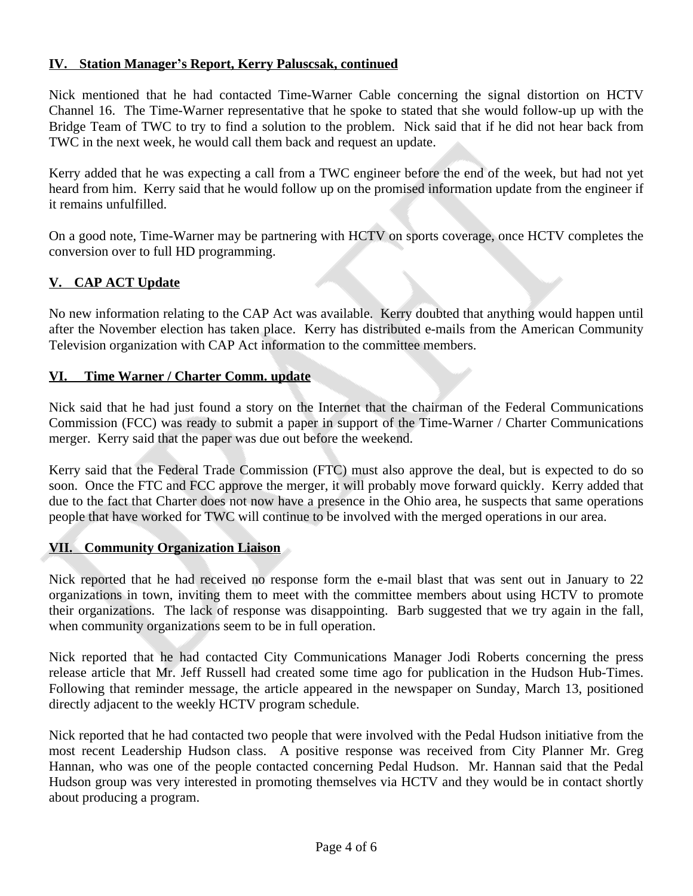## IV. Station Manager's Report, Kerry Paluscsak, continued

Nick mentioned that he had contacted Time-Warner Cable concerning the signal distortion on HCTV Channel 16. The Time-Warner representative that he spoke to stated that she would follow-up up with the Bridge Team of TWC to try to find a solution to the problem. Nick said that if he did not hear back from TWC in the next week, he would call them back and request an update.

Kerry added that he was expecting a call from a TWC engineer before the end of the week, but had not yet heard from him. Kerry said that he would follow up on the promised information update from the engineer if it remains unfulfilled.

On a good note, Time-Warner may be partnering with HCTV on sports coverage, once HCTV completes the conversion over to full HD programming.

## V. CAP ACT Update

No new information relating to the CAP Act was available. Kerry doubted that anything would happen until after the November election has taken place. Kerry has distributed e-mails from the American Community Television organization with CAP Act information to the committee members.

## VI. Time Warner / Charter Comm. update

Nick said that he had just found a story on the Internet that the chairman of the Federal Communications Commission (FCC) was ready to submit a paper in support of the Time-Warner / Charter Communications merger. Kerry said that the paper was due out before the weekend.

Kerry said that the Federal Trade Commission (FTC) must also approve the deal, but is expected to do so soon. Once the FTC and FCC approve the merger, it will probably move forward quickly. Kerry added that due to the fact that Charter does not now have a presence in the Ohio area, he suspects that same operations people that have worked for TWC will continue to be involved with the merged operations in our area.

## VII. Community Organization Liaison

Nick reported that he had received no response form the e-mail blast that was sent out in January to 22 organizations in town, inviting them to meet with the committee members about using HCTV to promote their organizations. The lack of response was disappointing. Barb suggested that we try again in the fall, when community organizations seem to be in full operation.

Nick reported that he had contacted City Communications Manager Jodi Roberts concerning the press release article that Mr. Jeff Russell had created some time ago for publication in the Hudson Hub-Times. Following that reminder message, the article appeared in the newspaper on Sunday, March 13, positioned directly adjacent to the weekly HCTV program schedule.

Nick reported that he had contacted two people that were involved with the Pedal Hudson initiative from the most recent Leadership Hudson class. A positive response was received from City Planner Mr. Greg Hannan, who was one of the people contacted concerning Pedal Hudson. Mr. Hannan said that the Pedal Hudson group was very interested in promoting themselves via HCTV and they would be in contact shortly about producing a program.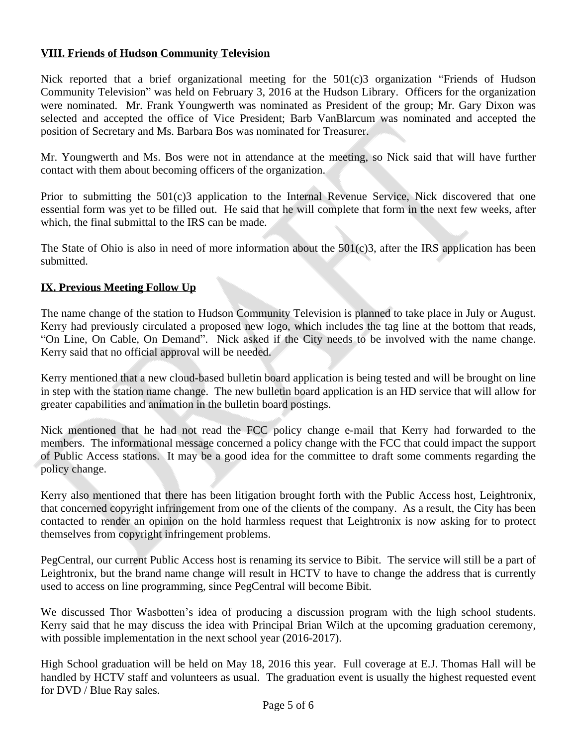## VIII. Friends of Hudson Community Television

Nick reported that a brief organizational meeting for the 501(c)3 organization "Friends of Hudson Community Television" was held on February 3, 2016 at the Hudson Library. Officers for the organization were nominated. Mr. Frank Youngwerth was nominated as President of the group; Mr. Gary Dixon was selected and accepted the office of Vice President; Barb VanBlarcum was nominated and accepted the position of Secretary and Ms. Barbara Bos was nominated for Treasurer.

Mr. Youngwerth and Ms. Bos were not in attendance at the meeting, so Nick said that will have further contact with them about becoming officers of the organization.

Prior to submitting the 501(c)3 application to the Internal Revenue Service, Nick discovered that one essential form was yet to be filled out. He said that he will complete that form in the next few weeks, after which, the final submittal to the IRS can be made.

The State of Ohio is also in need of more information about the 501(c)3, after the IRS application has been submitted.

## IX. Previous Meeting Follow Up

The name change of the station to Hudson Community Television is planned to take place in July or August. Kerry had previously circulated a proposed new logo, which includes the tag line at the bottom that reads, "On Line, On Cable, On Demand". Nick asked if the City needs to be involved with the name change. Kerry said that no official approval will be needed.

Kerry mentioned that a new cloud-based bulletin board application is being tested and will be brought on line in step with the station name change. The new bulletin board application is an HD service that will allow for greater capabilities and animation in the bulletin board postings.

Nick mentioned that he had not read the FCC policy change e-mail that Kerry had forwarded to the members. The informational message concerned a policy change with the FCC that could impact the support of Public Access stations. It may be a good idea for the committee to draft some comments regarding the policy change.

Kerry also mentioned that there has been litigation brought forth with the Public Access host, Leightronix, that concerned copyright infringement from one of the clients of the company. As a result, the City has been contacted to render an opinion on the hold harmless request that Leightronix is now asking for to protect themselves from copyright infringement problems.

PegCentral, our current Public Access host is renaming its service to Bibit. The service will still be a part of Leightronix, but the brand name change will result in HCTV to have to change the address that is currently used to access on line programming, since PegCentral will become Bibit.

We discussed Thor Wasbotten's idea of producing a discussion program with the high school students. Kerry said that he may discuss the idea with Principal Brian Wilch at the upcoming graduation ceremony, with possible implementation in the next school year (2016-2017).

High School graduation will be held on May 18, 2016 this year. Full coverage at E.J. Thomas Hall will be handled by HCTV staff and volunteers as usual. The graduation event is usually the highest requested event for DVD / Blue Ray sales.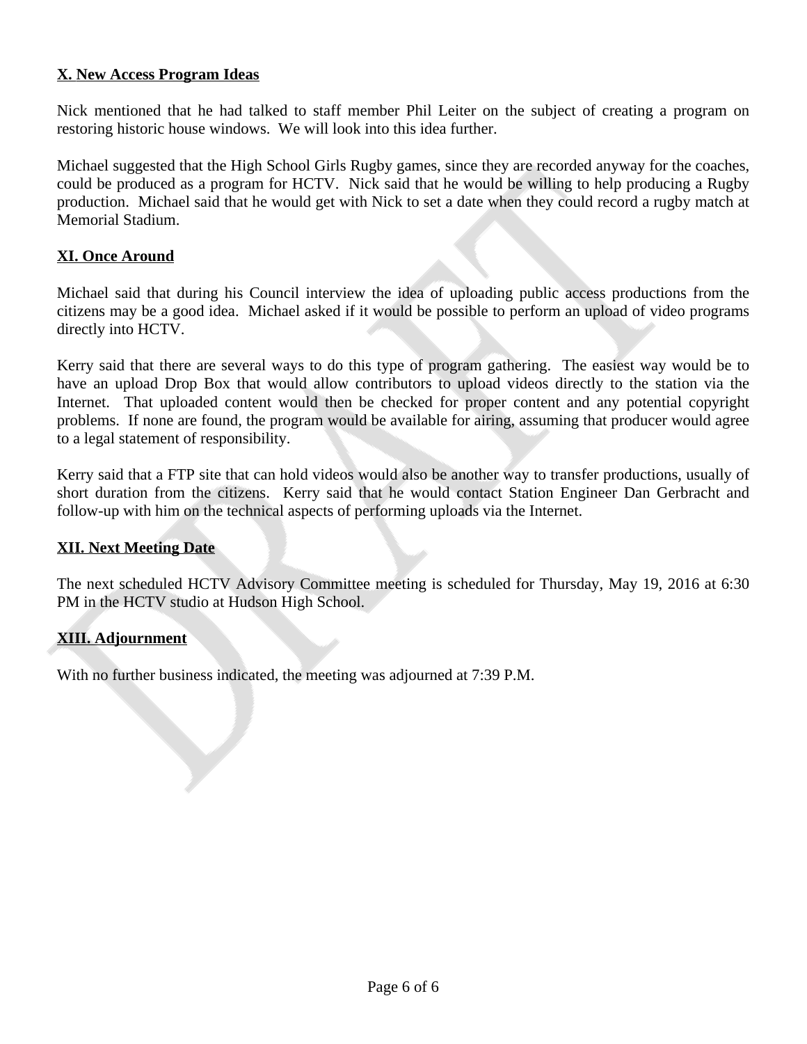## X. New Access Program Ideas

Nick mentioned that he had talked to staff member Phil Leiter on the subject of creating a program on restoring historic house windows. We will look into this idea further.

Michael suggested that the High School Girls Rugby games, since they are recorded anyway for the coaches, could be produced as a program for HCTV. Nick said that he would be willing to help producing a Rugby production. Michael said that he would get with Nick to set a date when they could record a rugby match at Memorial Stadium.

## XI. Once Around

Michael said that during his Council interview the idea of uploading public access productions from the citizens may be a good idea. Michael asked if it would be possible to perform an upload of video programs directly into HCTV.

Kerry said that there are several ways to do this type of program gathering. The easiest way would be to have an upload Drop Box that would allow contributors to upload videos directly to the station via the Internet. That uploaded content would then be checked for proper content and any potential copyright problems. If none are found, the program would be available for airing, assuming that producer would agree to a legal statement of responsibility.

Kerry said that a FTP site that can hold videos would also be another way to transfer productions, usually of short duration from the citizens. Kerry said that he would contact Station Engineer Dan Gerbracht and follow-up with him on the technical aspects of performing uploads via the Internet.

## XII. Next Meeting Date

The next scheduled HCTV Advisory Committee meeting is scheduled for Thursday, May 19, 2016 at 6:30 PM in the HCTV studio at Hudson High School.

## XIII. Adjournment

With no further business indicated, the meeting was adjourned at 7:39 P.M.